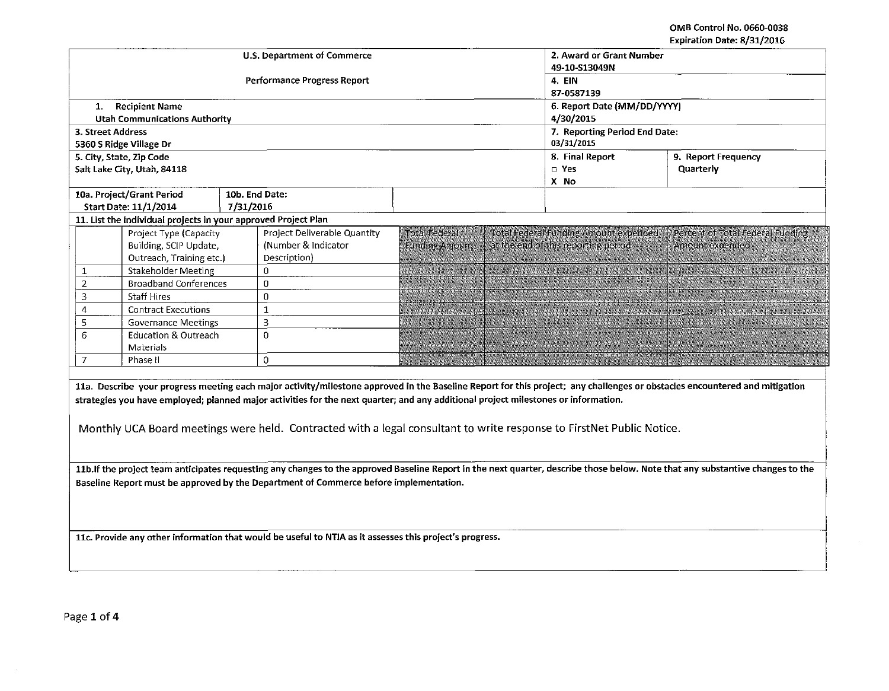OMB Control No. 0660-0038
Expiration Date: 8/31/2016

| U.S. Department of Commerce<br><br>Performance Progress Report | 2. Award or Grant Number<br>49-10-S13049N | |
|---|---|---|
| | 4. EIN<br>87-0587139 | |
| 1. Recipient Name<br>Utah Communications Authority | 6. Report Date (MM/DD/YYYY)<br>4/30/2015 | |
| 3. Street Address<br>5360 S Ridge Village Dr | 7. Reporting Period End Date:<br>03/31/2015 | |
| 5. City, State, Zip Code<br>Salt Lake City, Utah, 84118 | 8. Final Report<br>□ Yes<br>X No | 9. Report Frequency<br>Quarterly |

| 10a. Project/Grant Period<br>Start Date: 11/1/2014 | 10b. End Date:<br>7/31/2016 |
|---|---|

11. List the individual projects in your approved Project Plan

| | Project Type (Capacity Building, SCIP Update, Outreach, Training etc.) | Project Deliverable Quantity (Number & Indicator Description) | Total Federal Funding Amount | Total Federal Funding Amount expended at the end of this reporting period | Percent of Total Federal Funding Amount expended |
|---|---|---|---|---|---|
| 1 | Stakeholder Meeting | 0 | | | |
| 2 | Broadband Conferences | 0 | | | |
| 3 | Staff Hires | 0 | | | |
| 4 | Contract Executions | 1 | | | |
| 5 | Governance Meetings | 3 | | | |
| 6 | Education & Outreach Materials | 0 | | | |
| 7 | Phase II | 0 | | | |

**11a. Describe your progress meeting each major activity/milestone approved in the Baseline Report for this project; any challenges or obstacles encountered and mitigation strategies you have employed; planned major activities for the next quarter; and any additional project milestones or information.**

Monthly UCA Board meetings were held. Contracted with a legal consultant to write response to FirstNet Public Notice.

**11b. If the project team anticipates requesting any changes to the approved Baseline Report in the next quarter, describe those below. Note that any substantive changes to the Baseline Report must be approved by the Department of Commerce before implementation.**

**11c. Provide any other information that would be useful to NTIA as it assesses this project's progress.**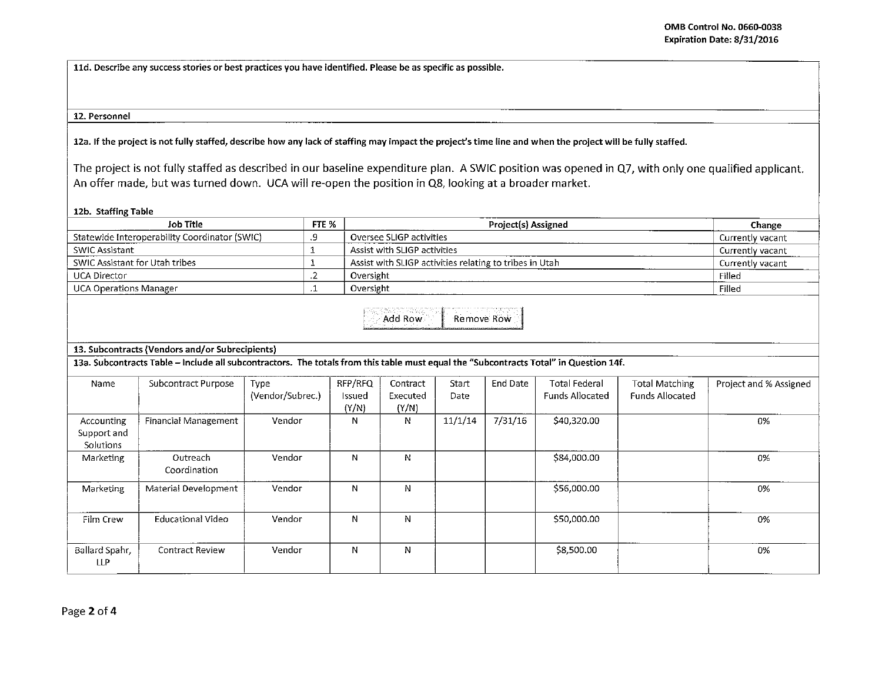**11d. Describe any success stories or best practices you have identified. Please be as specific as possible.**

**12. Personnel**

**12a. If the project is not fully staffed, describe how any lack of staffing may impact the project's time line and when the project will be fully staffed.**

The project is not fully staffed as described in our baseline expenditure plan. A SWIC position was opened in Q7, with only one qualified applicant. An offer made, but was turned down. UCA will re-open the position in Q8, looking at a broader market.

**12b. Staffing Table**

| Job Title | FTE % | Project(s) Assigned | Change |
|---|---|---|---|
| Statewide Interoperability Coordinator (SWIC) | .9 | Oversee SLIGP activities | Currently vacant |
| SWIC Assistant | 1 | Assist with SLIGP activities | Currently vacant |
| SWIC Assistant for Utah tribes | 1 | Assist with SLIGP activities relating to tribes in Utah | Currently vacant |
| UCA Director | .2 | Oversight | Filled |
| UCA Operations Manager | .1 | Oversight | Filled |

**13. Subcontracts (Vendors and/or Subrecipients)**

**13a. Subcontracts Table – Include all subcontractors. The totals from this table must equal the "Subcontracts Total" in Question 14f.**

| Name | Subcontract Purpose | Type (Vendor/Subrec.) | RFP/RFQ Issued (Y/N) | Contract Executed (Y/N) | Start Date | End Date | Total Federal Funds Allocated | Total Matching Funds Allocated | Project and % Assigned |
|---|---|---|---|---|---|---|---|---|---|
| Accounting Support and Solutions | Financial Management | Vendor | N | N | 11/1/14 | 7/31/16 | $40,320.00 | | 0% |
| Marketing | Outreach Coordination | Vendor | N | N | | | $84,000.00 | | 0% |
| Marketing | Material Development | Vendor | N | N | | | $56,000.00 | | 0% |
| Film Crew | Educational Video | Vendor | N | N | | | $50,000.00 | | 0% |
| Ballard Spahr, LLP | Contract Review | Vendor | N | N | | | $8,500.00 | | 0% |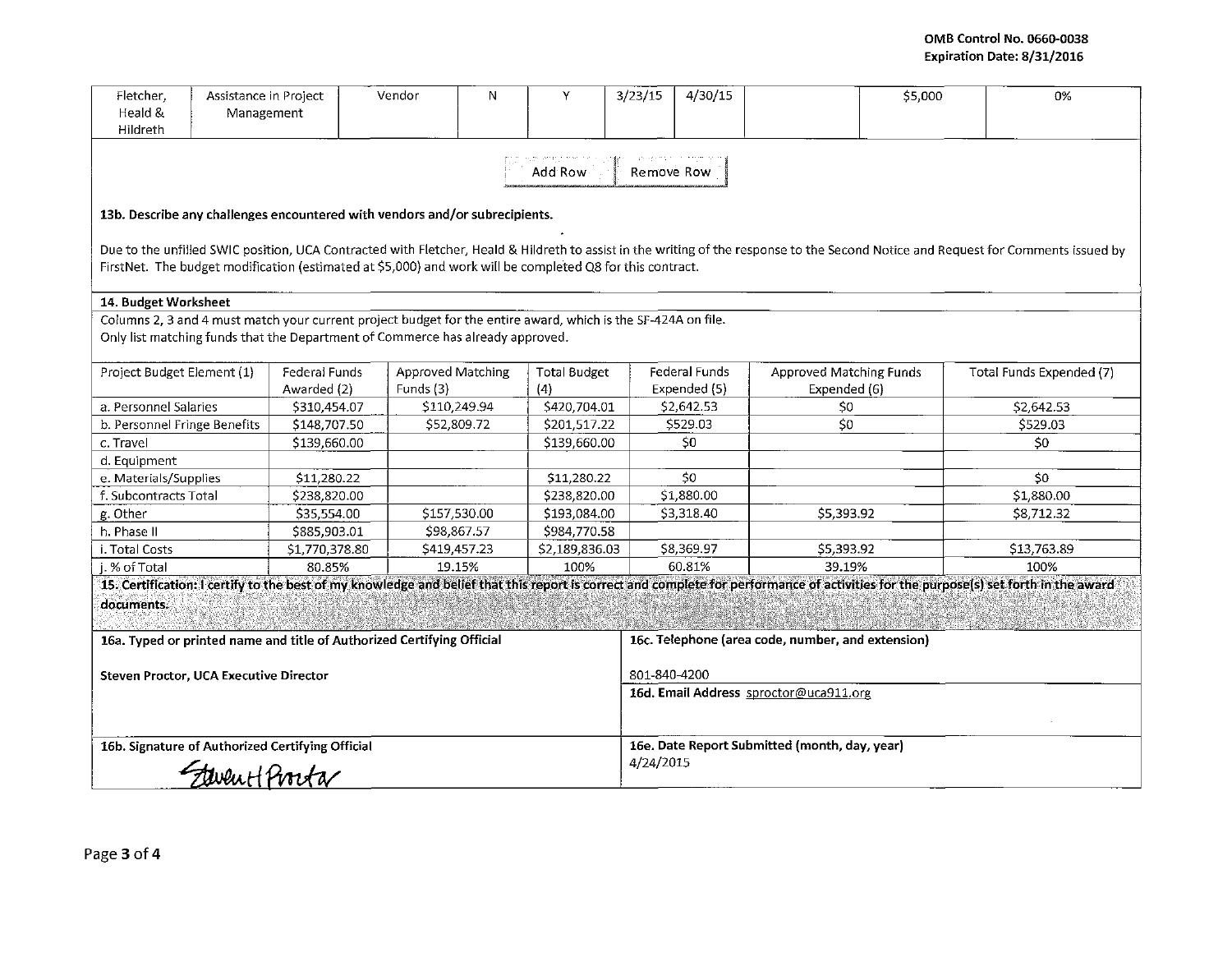| Fletcher, Heald & Hildreth | Assistance in Project Management | Vendor | N | Y | 3/23/15 | 4/30/15 | | $5,000 | 0% |
|---|---|---|---|---|---|---|---|---|---|

**13b. Describe any challenges encountered with vendors and/or subrecipients.**

Due to the unfilled SWIC position, UCA Contracted with Fletcher, Heald & Hildreth to assist in the writing of the response to the Second Notice and Request for Comments issued by FirstNet. The budget modification (estimated at $5,000) and work will be completed Q8 for this contract.

**14. Budget Worksheet**

Columns 2, 3 and 4 must match your current project budget for the entire award, which is the SF-424A on file.
Only list matching funds that the Department of Commerce has already approved.

| Project Budget Element (1) | Federal Funds Awarded (2) | Approved Matching Funds (3) | Total Budget (4) | Federal Funds Expended (5) | Approved Matching Funds Expended (6) | Total Funds Expended (7) |
|---|---|---|---|---|---|---|
| a. Personnel Salaries | $310,454.07 | $110,249.94 | $420,704.01 | $2,642.53 | $0 | $2,642.53 |
| b. Personnel Fringe Benefits | $148,707.50 | $52,809.72 | $201,517.22 | $529.03 | $0 | $529.03 |
| c. Travel | $139,660.00 | | $139,660.00 | $0 | | $0 |
| d. Equipment | | | | | | |
| e. Materials/Supplies | $11,280.22 | | $11,280.22 | $0 | | $0 |
| f. Subcontracts Total | $238,820.00 | | $238,820.00 | $1,880.00 | | $1,880.00 |
| g. Other | $35,554.00 | $157,530.00 | $193,084.00 | $3,318.40 | $5,393.92 | $8,712.32 |
| h. Phase II | $885,903.01 | $98,867.57 | $984,770.58 | | | |
| i. Total Costs | $1,770,378.80 | $419,457.23 | $2,189,836.03 | $8,369.97 | $5,393.92 | $13,763.89 |
| j. % of Total | 80.85% | 19.15% | 100% | 60.81% | 39.19% | 100% |

**15. Certification: I certify to the best of my knowledge and belief that this report is correct and complete for performance of activities for the purpose(s) set forth in the award documents.**

| 16a. Typed or printed name and title of Authorized Certifying Official | 16c. Telephone (area code, number, and extension) |
|---|---|
| **Steven Proctor, UCA Executive Director** | 801-840-4200 |
| | **16d. Email Address** sproctor@uca911.org |
| **16b. Signature of Authorized Certifying Official** | **16e. Date Report Submitted (month, day, year)** |
| Steven H Proctor | 4/24/2015 |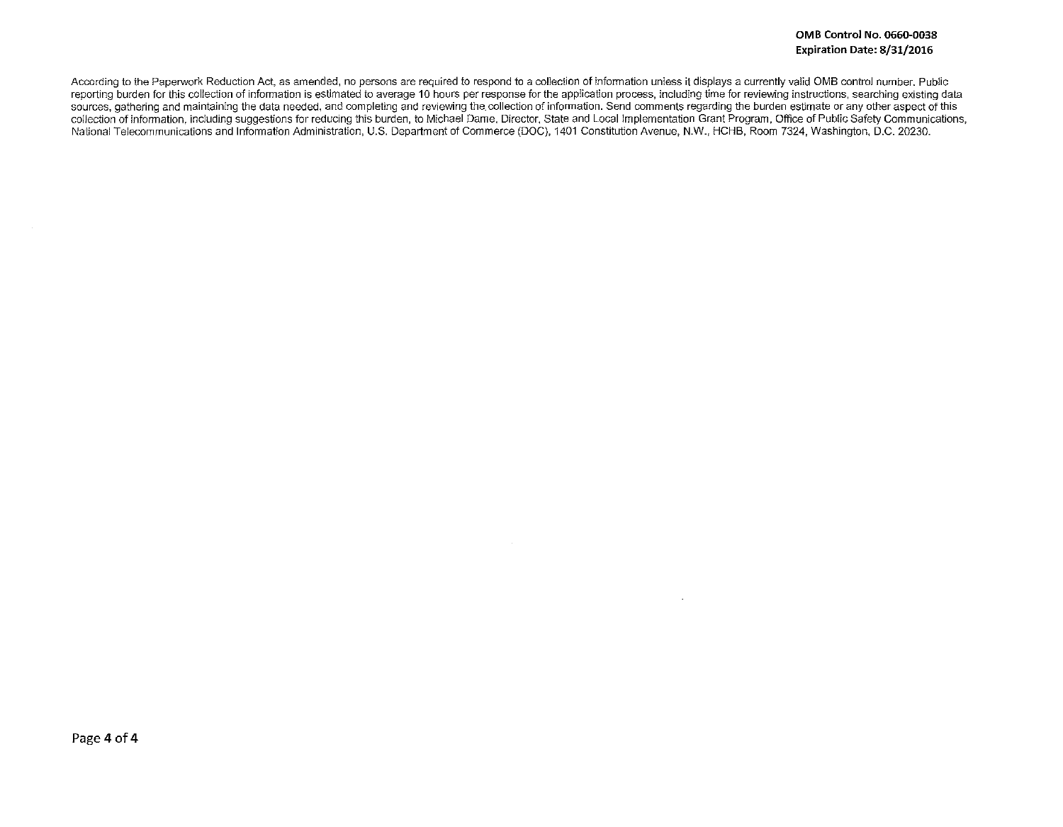**OMB Control No. 0660-0038**
**Expiration Date: 8/31/2016**

According to the Paperwork Reduction Act, as amended, no persons are required to respond to a collection of information unless it displays a currently valid OMB control number. Public reporting burden for this collection of information is estimated to average 10 hours per response for the application process, including time for reviewing instructions, searching existing data sources, gathering and maintaining the data needed, and completing and reviewing the collection of information. Send comments regarding the burden estimate or any other aspect of this collection of information, including suggestions for reducing this burden, to Michael Dame, Director, State and Local Implementation Grant Program, Office of Public Safety Communications, National Telecommunications and Information Administration, U.S. Department of Commerce (DOC), 1401 Constitution Avenue, N.W., HCHB, Room 7324, Washington, D.C. 20230.